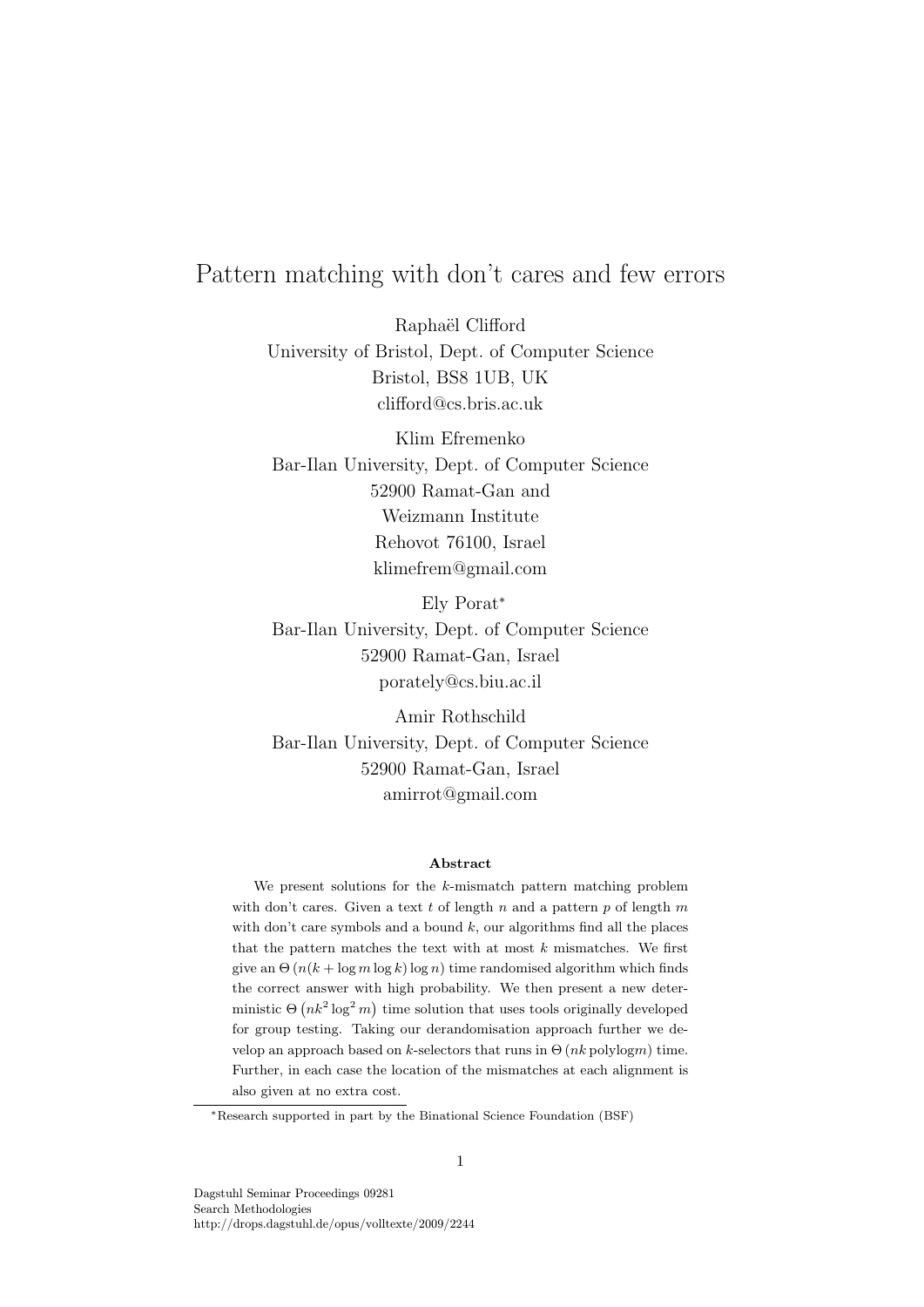# Pattern matching with don't cares and few errors

Raphaël Clifford
University of Bristol, Dept. of Computer Science
Bristol, BS8 1UB, UK
clifford@cs.bris.ac.uk

Klim Efremenko
Bar-Ilan University, Dept. of Computer Science
52900 Ramat-Gan and
Weizmann Institute
Rehovot 76100, Israel
klimefrem@gmail.com

Ely Porat*
Bar-Ilan University, Dept. of Computer Science
52900 Ramat-Gan, Israel
porately@cs.biu.ac.il

Amir Rothschild
Bar-Ilan University, Dept. of Computer Science
52900 Ramat-Gan, Israel
amirrot@gmail.com

### Abstract

We present solutions for the $k$-mismatch pattern matching problem with don't cares. Given a text $t$ of length $n$ and a pattern $p$ of length $m$ with don't care symbols and a bound $k$, our algorithms find all the places that the pattern matches the text with at most $k$ mismatches. We first give an $\Theta\left(n(k + \log m \log k) \log n\right)$ time randomised algorithm which finds the correct answer with high probability. We then present a new deterministic $\Theta\left(nk^2 \log^2 m\right)$ time solution that uses tools originally developed for group testing. Taking our derandomisation approach further we develop an approach based on $k$-selectors that runs in $\Theta\left(nk \,\text{polylog} m\right)$ time. Further, in each case the location of the mismatches at each alignment is also given at no extra cost.

*Research supported in part by the Binational Science Foundation (BSF)

Dagstuhl Seminar Proceedings 09281
Search Methodologies
http://drops.dagstuhl.de/opus/volltexte/2009/2244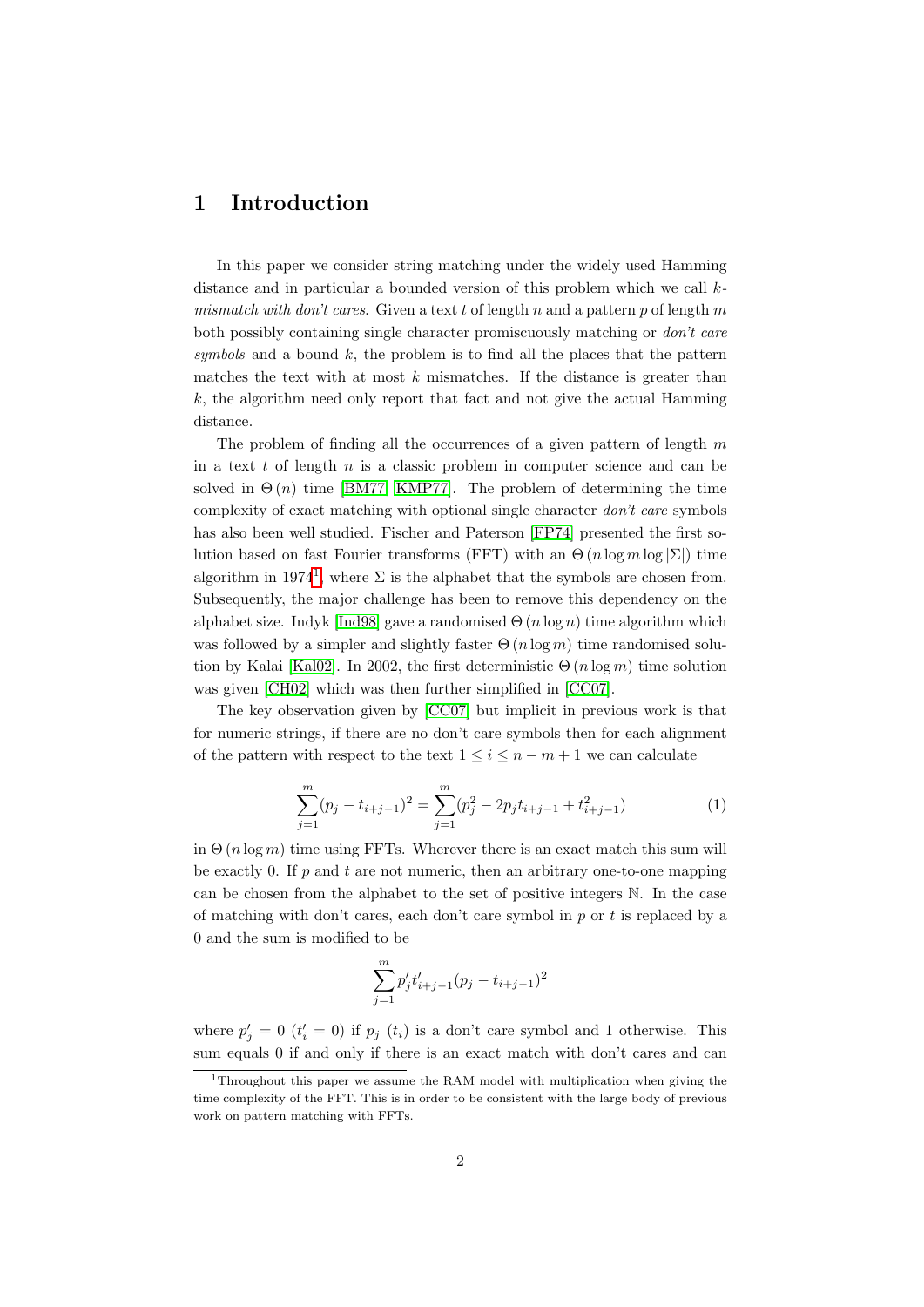# 1 Introduction

In this paper we consider string matching under the widely used Hamming distance and in particular a bounded version of this problem which we call *k-mismatch with don't cares*. Given a text $t$ of length $n$ and a pattern $p$ of length $m$ both possibly containing single character promiscuously matching or *don't care symbols* and a bound $k$, the problem is to find all the places that the pattern matches the text with at most $k$ mismatches. If the distance is greater than $k$, the algorithm need only report that fact and not give the actual Hamming distance.

The problem of finding all the occurrences of a given pattern of length $m$ in a text $t$ of length $n$ is a classic problem in computer science and can be solved in $\Theta(n)$ time [BM77, KMP77]. The problem of determining the time complexity of exact matching with optional single character *don't care* symbols has also been well studied. Fischer and Paterson [FP74] presented the first solution based on fast Fourier transforms (FFT) with an $\Theta(n \log m \log |\Sigma|)$ time algorithm in 1974[1], where $\Sigma$ is the alphabet that the symbols are chosen from. Subsequently, the major challenge has been to remove this dependency on the alphabet size. Indyk [Ind98] gave a randomised $\Theta(n \log n)$ time algorithm which was followed by a simpler and slightly faster $\Theta(n \log m)$ time randomised solution by Kalai [Kal02]. In 2002, the first deterministic $\Theta(n \log m)$ time solution was given [CH02] which was then further simplified in [CC07].

The key observation given by [CC07] but implicit in previous work is that for numeric strings, if there are no don't care symbols then for each alignment of the pattern with respect to the text $1 \leq i \leq n - m + 1$ we can calculate

$$\sum_{j=1}^{m}(p_j - t_{i+j-1})^2 = \sum_{j=1}^{m}(p_j^2 - 2p_j t_{i+j-1} + t_{i+j-1}^2) \tag{1}$$

in $\Theta(n \log m)$ time using FFTs. Wherever there is an exact match this sum will be exactly 0. If $p$ and $t$ are not numeric, then an arbitrary one-to-one mapping can be chosen from the alphabet to the set of positive integers $\mathbb{N}$. In the case of matching with don't cares, each don't care symbol in $p$ or $t$ is replaced by a 0 and the sum is modified to be

$$\sum_{j=1}^{m} p'_j t'_{i+j-1}(p_j - t_{i+j-1})^2$$

where $p'_j = 0$ ($t'_i = 0$) if $p_j$ ($t_i$) is a don't care symbol and 1 otherwise. This sum equals 0 if and only if there is an exact match with don't cares and can

[1] Throughout this paper we assume the RAM model with multiplication when giving the time complexity of the FFT. This is in order to be consistent with the large body of previous work on pattern matching with FFTs.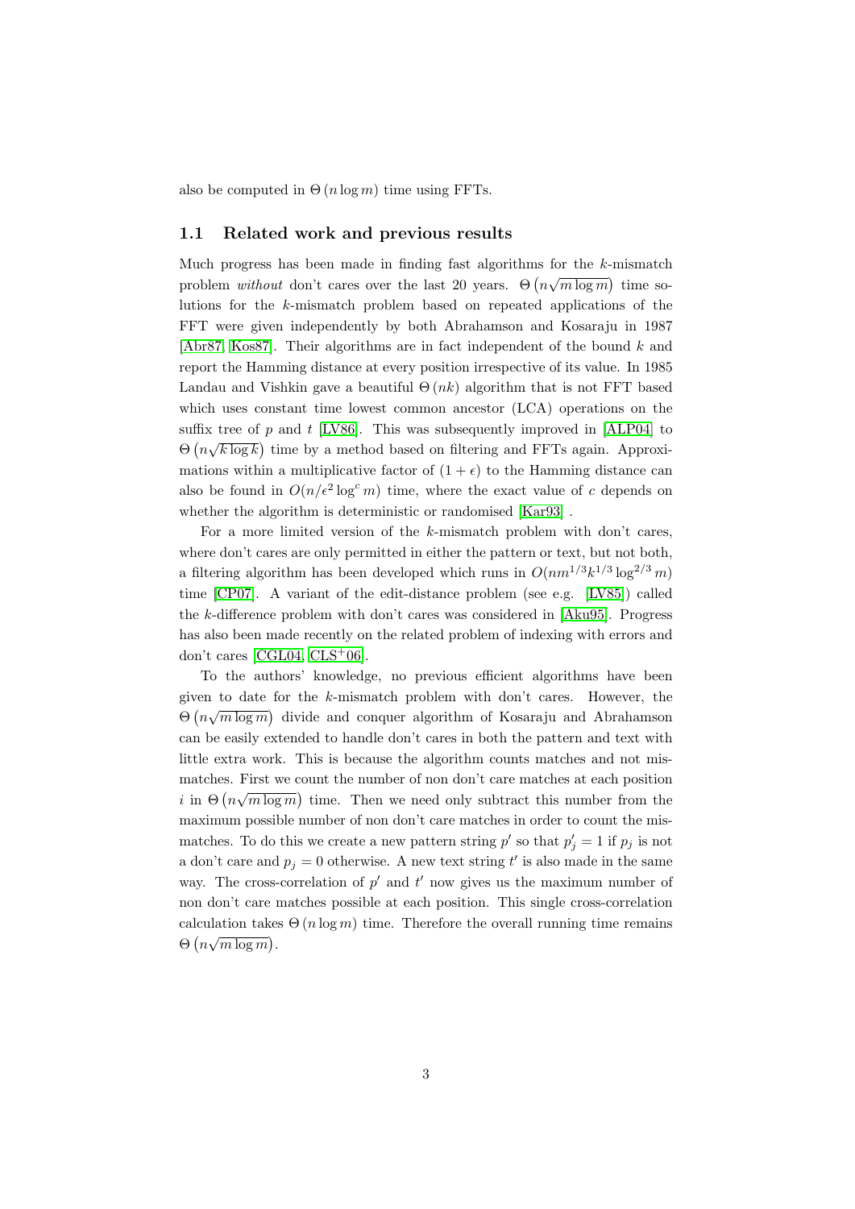also be computed in $\Theta(n \log m)$ time using FFTs.

## 1.1 Related work and previous results

Much progress has been made in finding fast algorithms for the $k$-mismatch problem *without* don't cares over the last 20 years. $\Theta\left(n\sqrt{m \log m}\right)$ time solutions for the $k$-mismatch problem based on repeated applications of the FFT were given independently by both Abrahamson and Kosaraju in 1987 [Abr87, Kos87]. Their algorithms are in fact independent of the bound $k$ and report the Hamming distance at every position irrespective of its value. In 1985 Landau and Vishkin gave a beautiful $\Theta(nk)$ algorithm that is not FFT based which uses constant time lowest common ancestor (LCA) operations on the suffix tree of $p$ and $t$ [LV86]. This was subsequently improved in [ALP04] to $\Theta\left(n\sqrt{k \log k}\right)$ time by a method based on filtering and FFTs again. Approximations within a multiplicative factor of $(1+\epsilon)$ to the Hamming distance can also be found in $O(n/\epsilon^2 \log^c m)$ time, where the exact value of $c$ depends on whether the algorithm is deterministic or randomised [Kar93] .

For a more limited version of the $k$-mismatch problem with don't cares, where don't cares are only permitted in either the pattern or text, but not both, a filtering algorithm has been developed which runs in $O(nm^{1/3}k^{1/3}\log^{2/3} m)$ time [CP07]. A variant of the edit-distance problem (see e.g. [LV85]) called the $k$-difference problem with don't cares was considered in [Aku95]. Progress has also been made recently on the related problem of indexing with errors and don't cares [CGL04, CLS+06].

To the authors' knowledge, no previous efficient algorithms have been given to date for the $k$-mismatch problem with don't cares. However, the $\Theta\left(n\sqrt{m \log m}\right)$ divide and conquer algorithm of Kosaraju and Abrahamson can be easily extended to handle don't cares in both the pattern and text with little extra work. This is because the algorithm counts matches and not mismatches. First we count the number of non don't care matches at each position $i$ in $\Theta\left(n\sqrt{m \log m}\right)$ time. Then we need only subtract this number from the maximum possible number of non don't care matches in order to count the mismatches. To do this we create a new pattern string $p'$ so that $p'_j = 1$ if $p_j$ is not a don't care and $p_j = 0$ otherwise. A new text string $t'$ is also made in the same way. The cross-correlation of $p'$ and $t'$ now gives us the maximum number of non don't care matches possible at each position. This single cross-correlation calculation takes $\Theta(n \log m)$ time. Therefore the overall running time remains $\Theta\left(n\sqrt{m \log m}\right)$.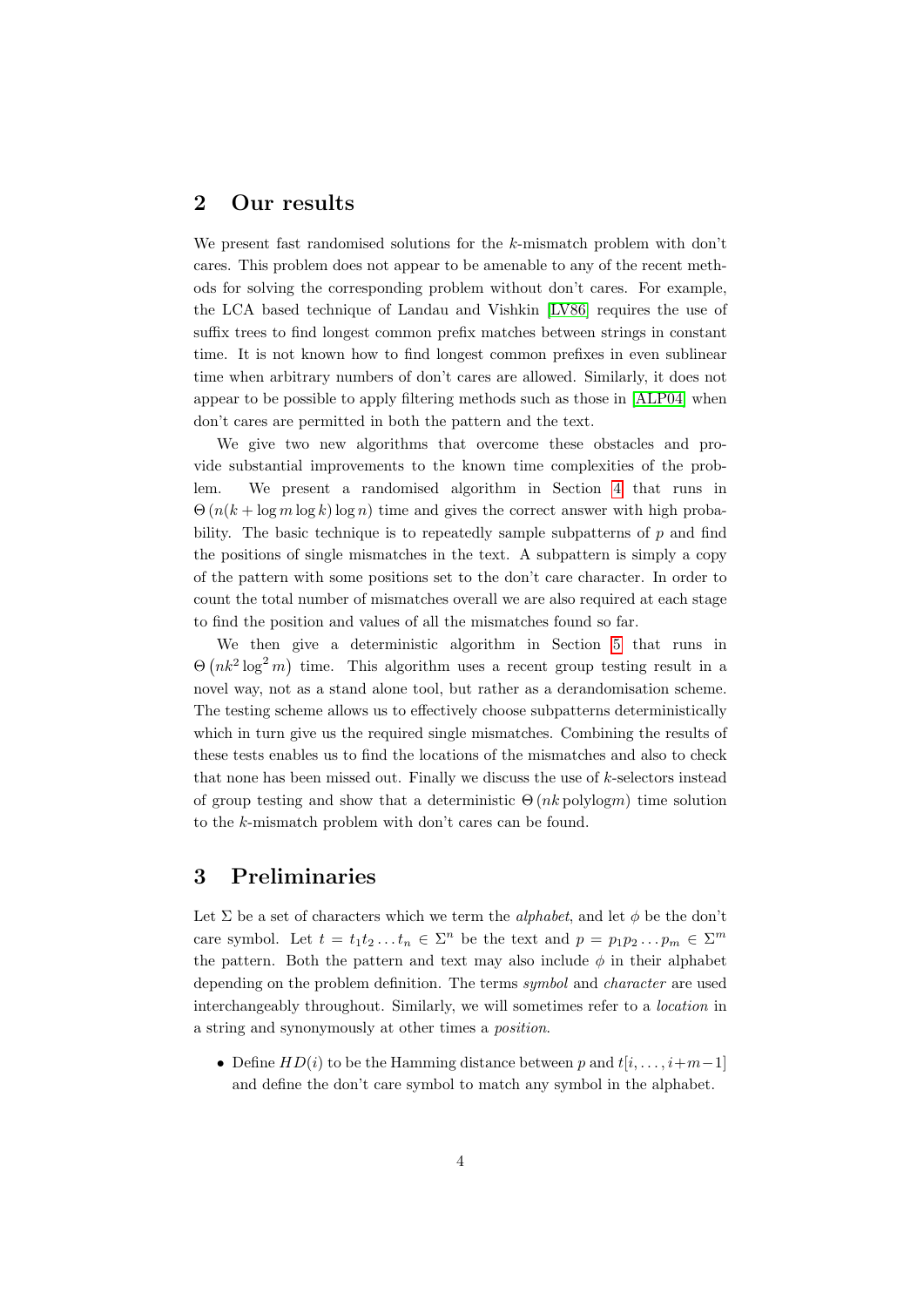## 2 Our results

We present fast randomised solutions for the $k$-mismatch problem with don't cares. This problem does not appear to be amenable to any of the recent methods for solving the corresponding problem without don't cares. For example, the LCA based technique of Landau and Vishkin [LV86] requires the use of suffix trees to find longest common prefix matches between strings in constant time. It is not known how to find longest common prefixes in even sublinear time when arbitrary numbers of don't cares are allowed. Similarly, it does not appear to be possible to apply filtering methods such as those in [ALP04] when don't cares are permitted in both the pattern and the text.

We give two new algorithms that overcome these obstacles and provide substantial improvements to the known time complexities of the problem. We present a randomised algorithm in Section 4 that runs in $\Theta(n(k + \log m \log k) \log n)$ time and gives the correct answer with high probability. The basic technique is to repeatedly sample subpatterns of $p$ and find the positions of single mismatches in the text. A subpattern is simply a copy of the pattern with some positions set to the don't care character. In order to count the total number of mismatches overall we are also required at each stage to find the position and values of all the mismatches found so far.

We then give a deterministic algorithm in Section 5 that runs in $\Theta(nk^2 \log^2 m)$ time. This algorithm uses a recent group testing result in a novel way, not as a stand alone tool, but rather as a derandomisation scheme. The testing scheme allows us to effectively choose subpatterns deterministically which in turn give us the required single mismatches. Combining the results of these tests enables us to find the locations of the mismatches and also to check that none has been missed out. Finally we discuss the use of $k$-selectors instead of group testing and show that a deterministic $\Theta(nk \,\text{polylog} m)$ time solution to the $k$-mismatch problem with don't cares can be found.

## 3 Preliminaries

Let $\Sigma$ be a set of characters which we term the *alphabet*, and let $\phi$ be the don't care symbol. Let $t = t_1 t_2 \ldots t_n \in \Sigma^n$ be the text and $p = p_1 p_2 \ldots p_m \in \Sigma^m$ the pattern. Both the pattern and text may also include $\phi$ in their alphabet depending on the problem definition. The terms *symbol* and *character* are used interchangeably throughout. Similarly, we will sometimes refer to a *location* in a string and synonymously at other times a *position*.

- Define $HD(i)$ to be the Hamming distance between $p$ and $t[i, \ldots, i+m-1]$ and define the don't care symbol to match any symbol in the alphabet.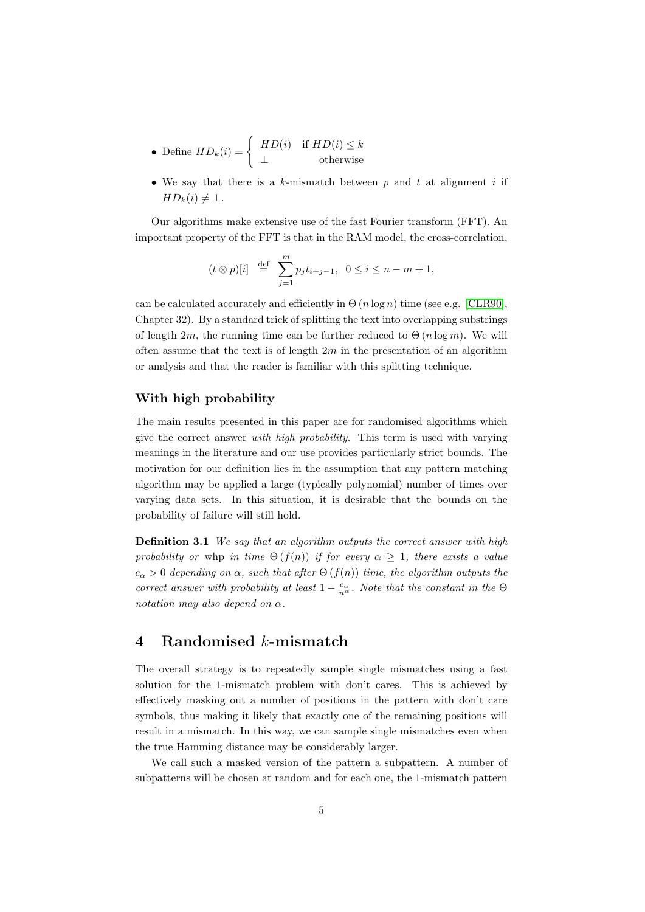- Define $HD_k(i) = \begin{cases} HD(i) & \text{if } HD(i) \leq k \\ \perp & \text{otherwise} \end{cases}$
- We say that there is a $k$-mismatch between $p$ and $t$ at alignment $i$ if $HD_k(i) \neq \perp$.

Our algorithms make extensive use of the fast Fourier transform (FFT). An important property of the FFT is that in the RAM model, the cross-correlation,

$$(t \otimes p)[i] \stackrel{\text{def}}{=} \sum_{j=1}^{m} p_j t_{i+j-1}, \quad 0 \leq i \leq n - m + 1,$$

can be calculated accurately and efficiently in $\Theta(n \log n)$ time (see e.g. [CLR90], Chapter 32). By a standard trick of splitting the text into overlapping substrings of length $2m$, the running time can be further reduced to $\Theta(n \log m)$. We will often assume that the text is of length $2m$ in the presentation of an algorithm or analysis and that the reader is familiar with this splitting technique.

### With high probability

The main results presented in this paper are for randomised algorithms which give the correct answer *with high probability*. This term is used with varying meanings in the literature and our use provides particularly strict bounds. The motivation for our definition lies in the assumption that any pattern matching algorithm may be applied a large (typically polynomial) number of times over varying data sets. In this situation, it is desirable that the bounds on the probability of failure will still hold.

**Definition 3.1** *We say that an algorithm outputs the correct answer with high probability or* whp *in time $\Theta(f(n))$ if for every $\alpha \geq 1$, there exists a value $c_\alpha > 0$ depending on $\alpha$, such that after $\Theta(f(n))$ time, the algorithm outputs the correct answer with probability at least $1 - \frac{c_\alpha}{n^\alpha}$. Note that the constant in the $\Theta$ notation may also depend on $\alpha$.*

## 4 Randomised $k$-mismatch

The overall strategy is to repeatedly sample single mismatches using a fast solution for the 1-mismatch problem with don't cares. This is achieved by effectively masking out a number of positions in the pattern with don't care symbols, thus making it likely that exactly one of the remaining positions will result in a mismatch. In this way, we can sample single mismatches even when the true Hamming distance may be considerably larger.

We call such a masked version of the pattern a subpattern. A number of subpatterns will be chosen at random and for each one, the 1-mismatch pattern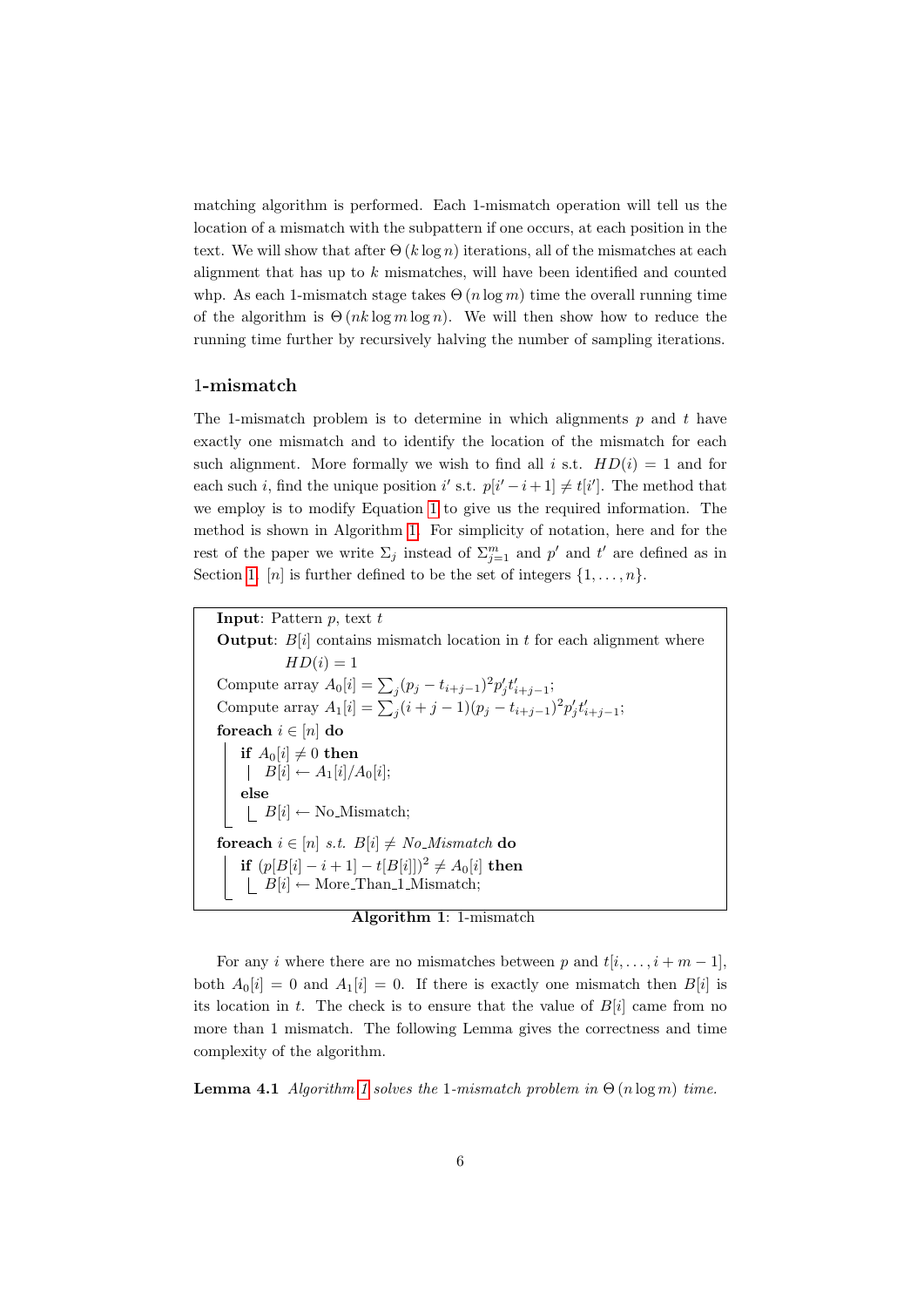matching algorithm is performed. Each 1-mismatch operation will tell us the location of a mismatch with the subpattern if one occurs, at each position in the text. We will show that after $\Theta(k \log n)$ iterations, all of the mismatches at each alignment that has up to $k$ mismatches, will have been identified and counted whp. As each 1-mismatch stage takes $\Theta(n \log m)$ time the overall running time of the algorithm is $\Theta(nk \log m \log n)$. We will then show how to reduce the running time further by recursively halving the number of sampling iterations.

## 1-mismatch

The 1-mismatch problem is to determine in which alignments $p$ and $t$ have exactly one mismatch and to identify the location of the mismatch for each such alignment. More formally we wish to find all $i$ s.t. $HD(i) = 1$ and for each such $i$, find the unique position $i'$ s.t. $p[i' - i + 1] \neq t[i']$. The method that we employ is to modify Equation 1 to give us the required information. The method is shown in Algorithm 1. For simplicity of notation, here and for the rest of the paper we write $\Sigma_j$ instead of $\Sigma_{j=1}^{m}$ and $p'$ and $t'$ are defined as in Section 1. $[n]$ is further defined to be the set of integers $\{1, \ldots, n\}$.

```
Input: Pattern p, text t
Output: B[i] contains mismatch location in t for each alignment where
        HD(i) = 1
Compute array A_0[i] = Σ_j (p_j − t_{i+j−1})^2 p'_j t'_{i+j−1};
Compute array A_1[i] = Σ_j (i + j − 1)(p_j − t_{i+j−1})^2 p'_j t'_{i+j−1};
foreach i ∈ [n] do
    if A_0[i] ≠ 0 then
        B[i] ← A_1[i]/A_0[i];
    else
        B[i] ← No_Mismatch;
foreach i ∈ [n] s.t. B[i] ≠ No_Mismatch do
    if (p[B[i] − i + 1] − t[B[i]])^2 ≠ A_0[i] then
        B[i] ← More_Than_1_Mismatch;
```

**Algorithm 1**: 1-mismatch

For any $i$ where there are no mismatches between $p$ and $t[i, \ldots, i + m - 1]$, both $A_0[i] = 0$ and $A_1[i] = 0$. If there is exactly one mismatch then $B[i]$ is its location in $t$. The check is to ensure that the value of $B[i]$ came from no more than 1 mismatch. The following Lemma gives the correctness and time complexity of the algorithm.

**Lemma 4.1** *Algorithm 1 solves the 1-mismatch problem in $\Theta(n \log m)$ time.*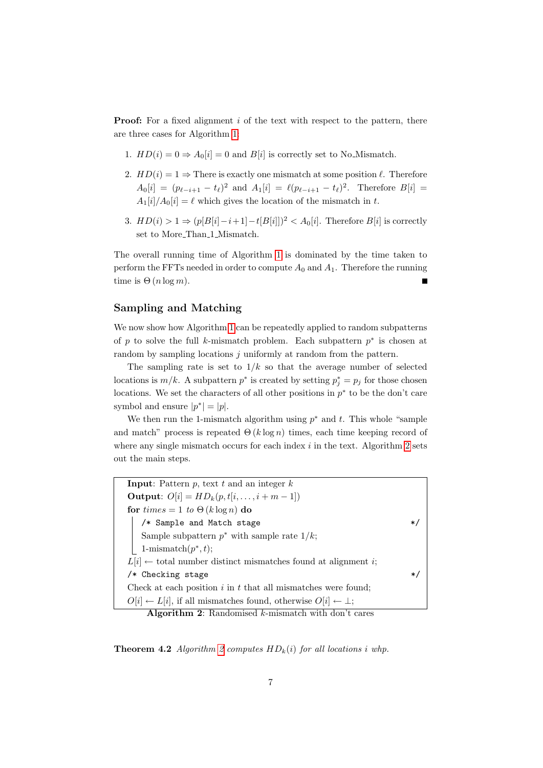**Proof:** For a fixed alignment $i$ of the text with respect to the pattern, there are three cases for Algorithm 1:

1. $HD(i) = 0 \Rightarrow A_0[i] = 0$ and $B[i]$ is correctly set to No_Mismatch.
2. $HD(i) = 1 \Rightarrow$ There is exactly one mismatch at some position $\ell$. Therefore $A_0[i] = (p_{\ell-i+1} - t_\ell)^2$ and $A_1[i] = \ell(p_{\ell-i+1} - t_\ell)^2$. Therefore $B[i] = A_1[i]/A_0[i] = \ell$ which gives the location of the mismatch in $t$.
3. $HD(i) > 1 \Rightarrow (p[B[i]-i+1] - t[B[i]])^2 < A_0[i]$. Therefore $B[i]$ is correctly set to More_Than_1_Mismatch.

The overall running time of Algorithm 1 is dominated by the time taken to perform the FFTs needed in order to compute $A_0$ and $A_1$. Therefore the running time is $\Theta(n \log m)$. ∎

## Sampling and Matching

We now show how Algorithm 1 can be repeatedly applied to random subpatterns of $p$ to solve the full $k$-mismatch problem. Each subpattern $p^*$ is chosen at random by sampling locations $j$ uniformly at random from the pattern.

The sampling rate is set to $1/k$ so that the average number of selected locations is $m/k$. A subpattern $p^*$ is created by setting $p_j^* = p_j$ for those chosen locations. We set the characters of all other positions in $p^*$ to be the don't care symbol and ensure $|p^*| = |p|$.

We then run the 1-mismatch algorithm using $p^*$ and $t$. This whole "sample and match" process is repeated $\Theta(k \log n)$ times, each time keeping record of where any single mismatch occurs for each index $i$ in the text. Algorithm 2 sets out the main steps.

```
Input: Pattern p, text t and an integer k
Output: O[i] = HD_k(p, t[i, ..., i + m − 1])
for times = 1 to Θ(k log n) do
    /* Sample and Match stage                                    */
    Sample subpattern p* with sample rate 1/k;
    1-mismatch(p*, t);
L[i] ← total number distinct mismatches found at alignment i;
/* Checking stage                                                */
Check at each position i in t that all mismatches were found;
O[i] ← L[i], if all mismatches found, otherwise O[i] ← ⊥;
```

**Algorithm 2**: Randomised $k$-mismatch with don't cares

**Theorem 4.2** *Algorithm 2 computes $HD_k(i)$ for all locations $i$ whp.*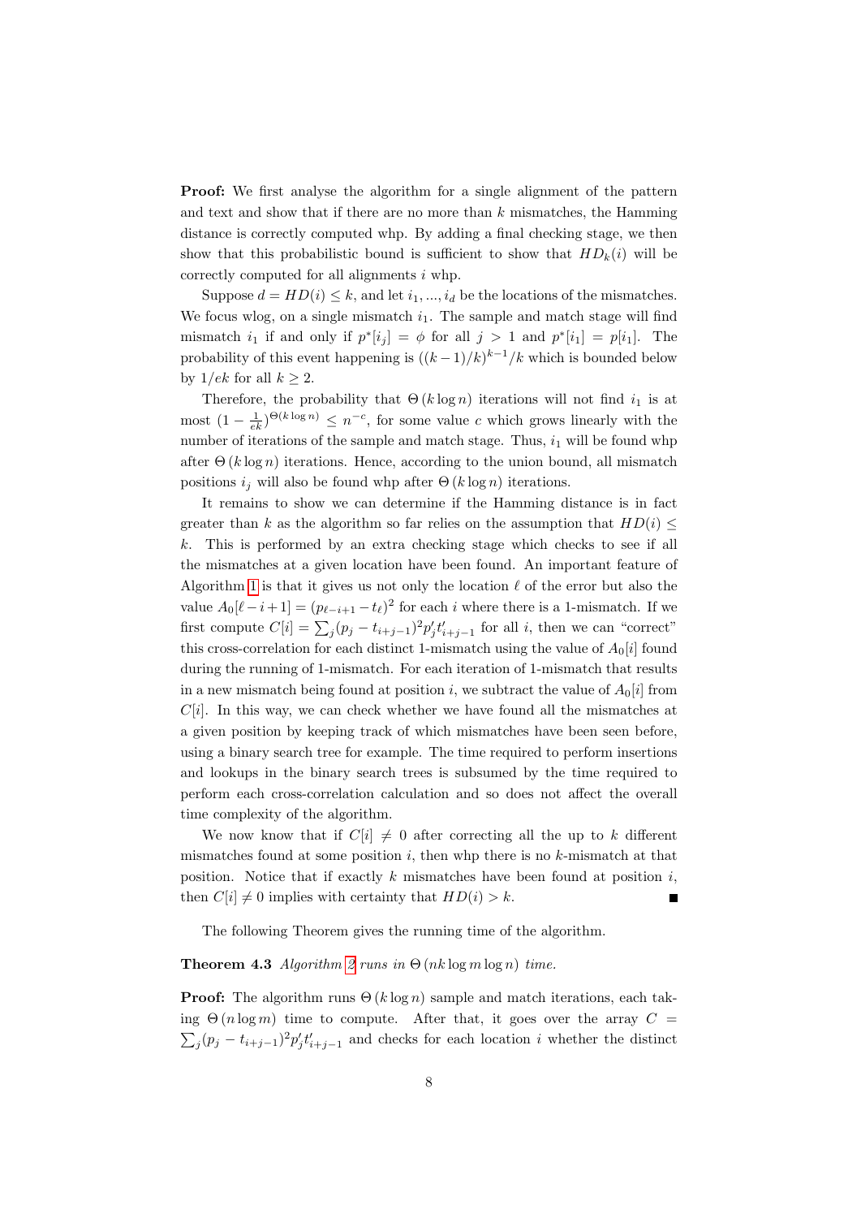**Proof:** We first analyse the algorithm for a single alignment of the pattern and text and show that if there are no more than $k$ mismatches, the Hamming distance is correctly computed whp. By adding a final checking stage, we then show that this probabilistic bound is sufficient to show that $HD_k(i)$ will be correctly computed for all alignments $i$ whp.

Suppose $d = HD(i) \leq k$, and let $i_1, ..., i_d$ be the locations of the mismatches. We focus wlog, on a single mismatch $i_1$. The sample and match stage will find mismatch $i_1$ if and only if $p^*[i_j] = \phi$ for all $j > 1$ and $p^*[i_1] = p[i_1]$. The probability of this event happening is $((k-1)/k)^{k-1}/k$ which is bounded below by $1/ek$ for all $k \geq 2$.

Therefore, the probability that $\Theta(k \log n)$ iterations will not find $i_1$ is at most $(1 - \frac{1}{ek})^{\Theta(k \log n)} \leq n^{-c}$, for some value $c$ which grows linearly with the number of iterations of the sample and match stage. Thus, $i_1$ will be found whp after $\Theta(k \log n)$ iterations. Hence, according to the union bound, all mismatch positions $i_j$ will also be found whp after $\Theta(k \log n)$ iterations.

It remains to show we can determine if the Hamming distance is in fact greater than $k$ as the algorithm so far relies on the assumption that $HD(i) \leq k$. This is performed by an extra checking stage which checks to see if all the mismatches at a given location have been found. An important feature of Algorithm 1 is that it gives us not only the location $\ell$ of the error but also the value $A_0[\ell - i + 1] = (p_{\ell-i+1} - t_\ell)^2$ for each $i$ where there is a 1-mismatch. If we first compute $C[i] = \sum_j (p_j - t_{i+j-1})^2 p'_j t'_{i+j-1}$ for all $i$, then we can "correct" this cross-correlation for each distinct 1-mismatch using the value of $A_0[i]$ found during the running of 1-mismatch. For each iteration of 1-mismatch that results in a new mismatch being found at position $i$, we subtract the value of $A_0[i]$ from $C[i]$. In this way, we can check whether we have found all the mismatches at a given position by keeping track of which mismatches have been seen before, using a binary search tree for example. The time required to perform insertions and lookups in the binary search trees is subsumed by the time required to perform each cross-correlation calculation and so does not affect the overall time complexity of the algorithm.

We now know that if $C[i] \neq 0$ after correcting all the up to $k$ different mismatches found at some position $i$, then whp there is no $k$-mismatch at that position. Notice that if exactly $k$ mismatches have been found at position $i$, then $C[i] \neq 0$ implies with certainty that $HD(i) > k$. ■

The following Theorem gives the running time of the algorithm.

**Theorem 4.3** *Algorithm 2 runs in $\Theta(nk \log m \log n)$ time.*

**Proof:** The algorithm runs $\Theta(k \log n)$ sample and match iterations, each taking $\Theta(n \log m)$ time to compute. After that, it goes over the array $C = \sum_j (p_j - t_{i+j-1})^2 p'_j t'_{i+j-1}$ and checks for each location $i$ whether the distinct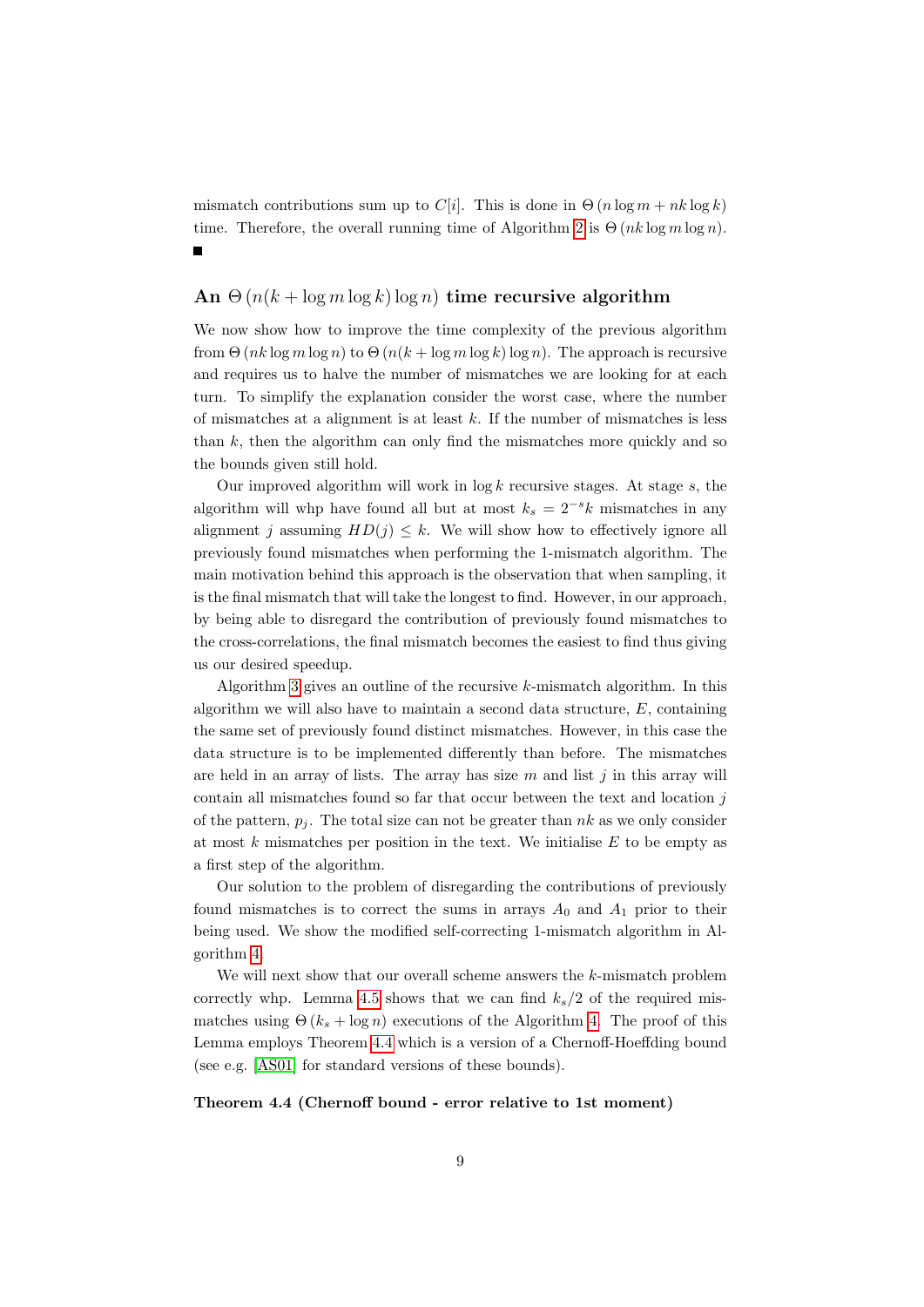mismatch contributions sum up to $C[i]$. This is done in $\Theta(n \log m + nk \log k)$ time. Therefore, the overall running time of Algorithm 2 is $\Theta(nk \log m \log n)$. ■

## An $\Theta(n(k + \log m \log k) \log n)$ time recursive algorithm

We now show how to improve the time complexity of the previous algorithm from $\Theta(nk \log m \log n)$ to $\Theta(n(k + \log m \log k) \log n)$. The approach is recursive and requires us to halve the number of mismatches we are looking for at each turn. To simplify the explanation consider the worst case, where the number of mismatches at a alignment is at least $k$. If the number of mismatches is less than $k$, then the algorithm can only find the mismatches more quickly and so the bounds given still hold.

Our improved algorithm will work in $\log k$ recursive stages. At stage $s$, the algorithm will whp have found all but at most $k_s = 2^{-s}k$ mismatches in any alignment $j$ assuming $HD(j) \leq k$. We will show how to effectively ignore all previously found mismatches when performing the 1-mismatch algorithm. The main motivation behind this approach is the observation that when sampling, it is the final mismatch that will take the longest to find. However, in our approach, by being able to disregard the contribution of previously found mismatches to the cross-correlations, the final mismatch becomes the easiest to find thus giving us our desired speedup.

Algorithm 3 gives an outline of the recursive $k$-mismatch algorithm. In this algorithm we will also have to maintain a second data structure, $E$, containing the same set of previously found distinct mismatches. However, in this case the data structure is to be implemented differently than before. The mismatches are held in an array of lists. The array has size $m$ and list $j$ in this array will contain all mismatches found so far that occur between the text and location $j$ of the pattern, $p_j$. The total size can not be greater than $nk$ as we only consider at most $k$ mismatches per position in the text. We initialise $E$ to be empty as a first step of the algorithm.

Our solution to the problem of disregarding the contributions of previously found mismatches is to correct the sums in arrays $A_0$ and $A_1$ prior to their being used. We show the modified self-correcting 1-mismatch algorithm in Algorithm 4.

We will next show that our overall scheme answers the $k$-mismatch problem correctly whp. Lemma 4.5 shows that we can find $k_s/2$ of the required mismatches using $\Theta(k_s + \log n)$ executions of the Algorithm 4. The proof of this Lemma employs Theorem 4.4 which is a version of a Chernoff-Hoeffding bound (see e.g. [AS01] for standard versions of these bounds).

**Theorem 4.4 (Chernoff bound - error relative to 1st moment)**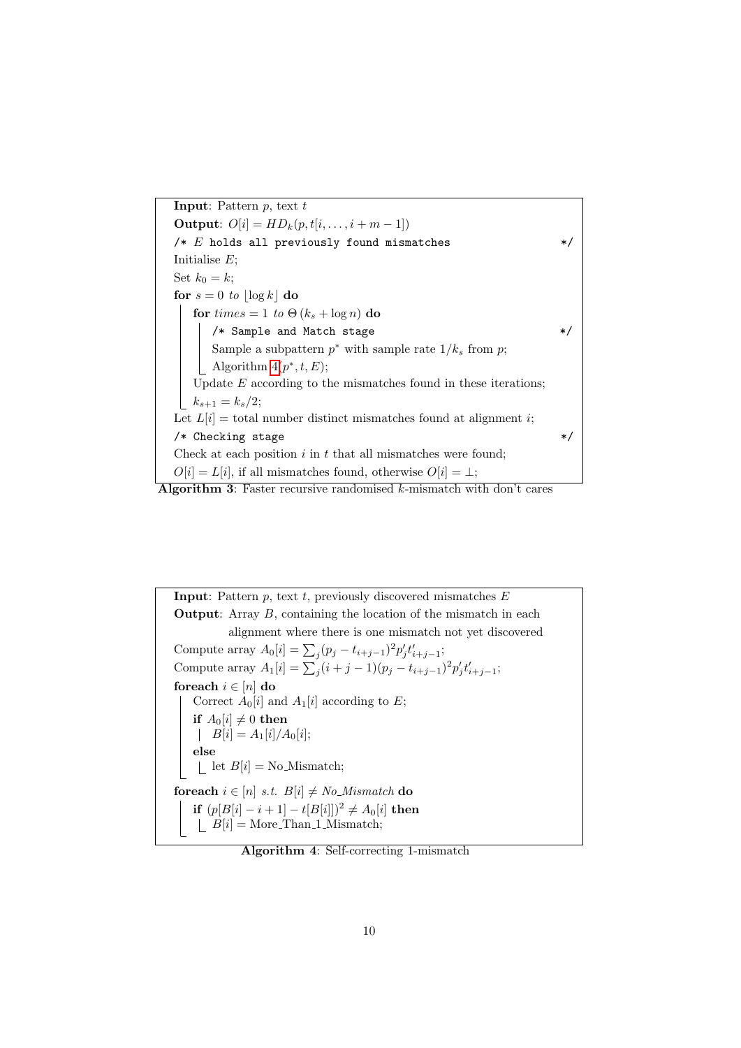```
Input: Pattern p, text t
Output: O[i] = HD_k(p, t[i, ..., i+m-1])
/* E holds all previously found mismatches */
Initialise E;
Set k_0 = k;
for s = 0 to ⌊log k⌋ do
    for times = 1 to Θ(k_s + log n) do
        /* Sample and Match stage */
        Sample a subpattern p* with sample rate 1/k_s from p;
        Algorithm 4(p*, t, E);
    Update E according to the mismatches found in these iterations;
    k_{s+1} = k_s/2;
Let L[i] = total number distinct mismatches found at alignment i;
/* Checking stage */
Check at each position i in t that all mismatches were found;
O[i] = L[i], if all mismatches found, otherwise O[i] = ⊥;
```

**Algorithm 3**: Faster recursive randomised $k$-mismatch with don't cares

```
Input: Pattern p, text t, previously discovered mismatches E
Output: Array B, containing the location of the mismatch in each
        alignment where there is one mismatch not yet discovered
Compute array A_0[i] = Σ_j (p_j − t_{i+j−1})^2 p'_j t'_{i+j−1};
Compute array A_1[i] = Σ_j (i + j − 1)(p_j − t_{i+j−1})^2 p'_j t'_{i+j−1};
foreach i ∈ [n] do
    Correct A_0[i] and A_1[i] according to E;
    if A_0[i] ≠ 0 then
        B[i] = A_1[i]/A_0[i];
    else
        let B[i] = No_Mismatch;
foreach i ∈ [n] s.t. B[i] ≠ No_Mismatch do
    if (p[B[i] − i + 1] − t[B[i]])^2 ≠ A_0[i] then
        B[i] = More_Than_1_Mismatch;
```

**Algorithm 4**: Self-correcting 1-mismatch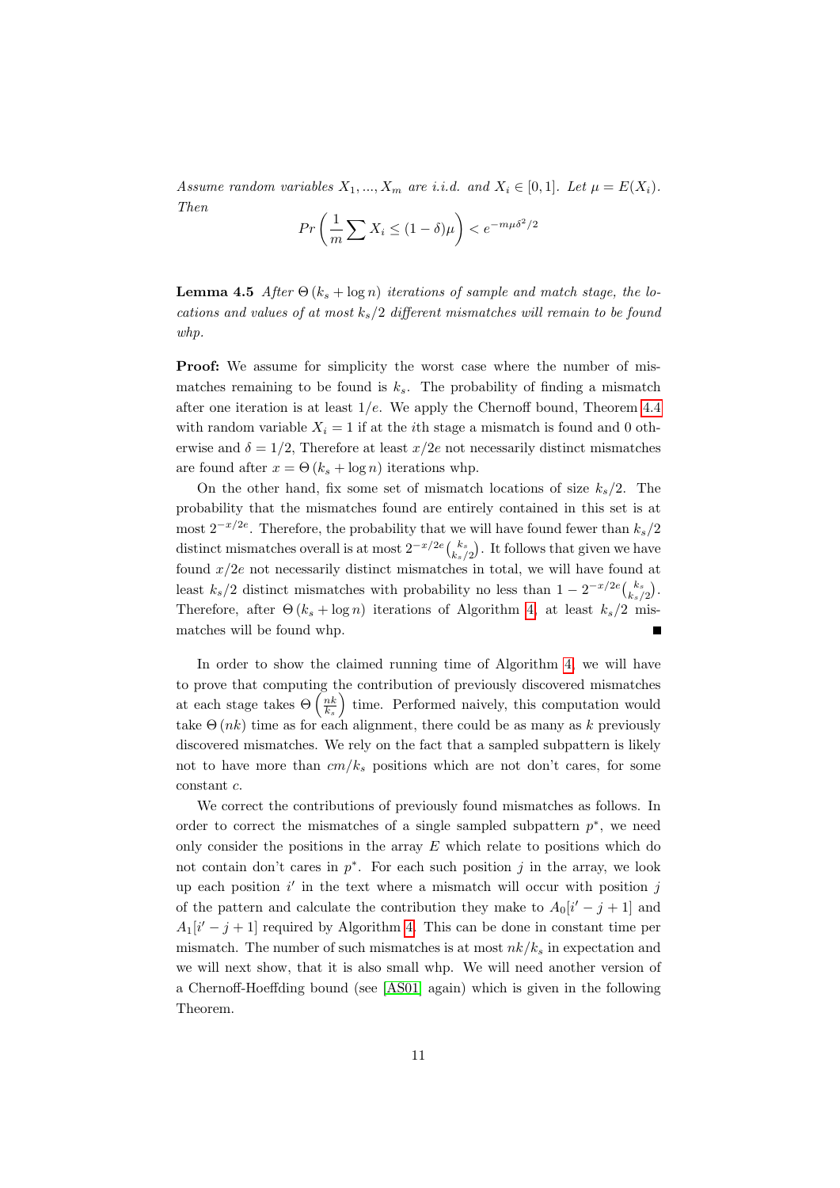*Assume random variables $X_1, ..., X_m$ are i.i.d. and $X_i \in [0, 1]$. Let $\mu = E(X_i)$. Then*

$$Pr\left(\frac{1}{m}\sum X_i \leq (1-\delta)\mu\right) < e^{-m\mu\delta^2/2}$$

**Lemma 4.5** *After $\Theta(k_s + \log n)$ iterations of sample and match stage, the locations and values of at most $k_s/2$ different mismatches will remain to be found whp.*

**Proof:** We assume for simplicity the worst case where the number of mismatches remaining to be found is $k_s$. The probability of finding a mismatch after one iteration is at least $1/e$. We apply the Chernoff bound, Theorem 4.4 with random variable $X_i = 1$ if at the $i$th stage a mismatch is found and 0 otherwise and $\delta = 1/2$, Therefore at least $x/2e$ not necessarily distinct mismatches are found after $x = \Theta(k_s + \log n)$ iterations whp.

On the other hand, fix some set of mismatch locations of size $k_s/2$. The probability that the mismatches found are entirely contained in this set is at most $2^{-x/2e}$. Therefore, the probability that we will have found fewer than $k_s/2$ distinct mismatches overall is at most $2^{-x/2e}\binom{k_s}{k_s/2}$. It follows that given we have found $x/2e$ not necessarily distinct mismatches in total, we will have found at least $k_s/2$ distinct mismatches with probability no less than $1 - 2^{-x/2e}\binom{k_s}{k_s/2}$. Therefore, after $\Theta(k_s + \log n)$ iterations of Algorithm 4, at least $k_s/2$ mismatches will be found whp. ∎

In order to show the claimed running time of Algorithm 4, we will have to prove that computing the contribution of previously discovered mismatches at each stage takes $\Theta\left(\frac{nk}{k_s}\right)$ time. Performed naively, this computation would take $\Theta(nk)$ time as for each alignment, there could be as many as $k$ previously discovered mismatches. We rely on the fact that a sampled subpattern is likely not to have more than $cm/k_s$ positions which are not don't cares, for some constant $c$.

We correct the contributions of previously found mismatches as follows. In order to correct the mismatches of a single sampled subpattern $p^*$, we need only consider the positions in the array $E$ which relate to positions which do not contain don't cares in $p^*$. For each such position $j$ in the array, we look up each position $i'$ in the text where a mismatch will occur with position $j$ of the pattern and calculate the contribution they make to $A_0[i' - j + 1]$ and $A_1[i' - j + 1]$ required by Algorithm 4. This can be done in constant time per mismatch. The number of such mismatches is at most $nk/k_s$ in expectation and we will next show, that it is also small whp. We will need another version of a Chernoff-Hoeffding bound (see [AS01] again) which is given in the following Theorem.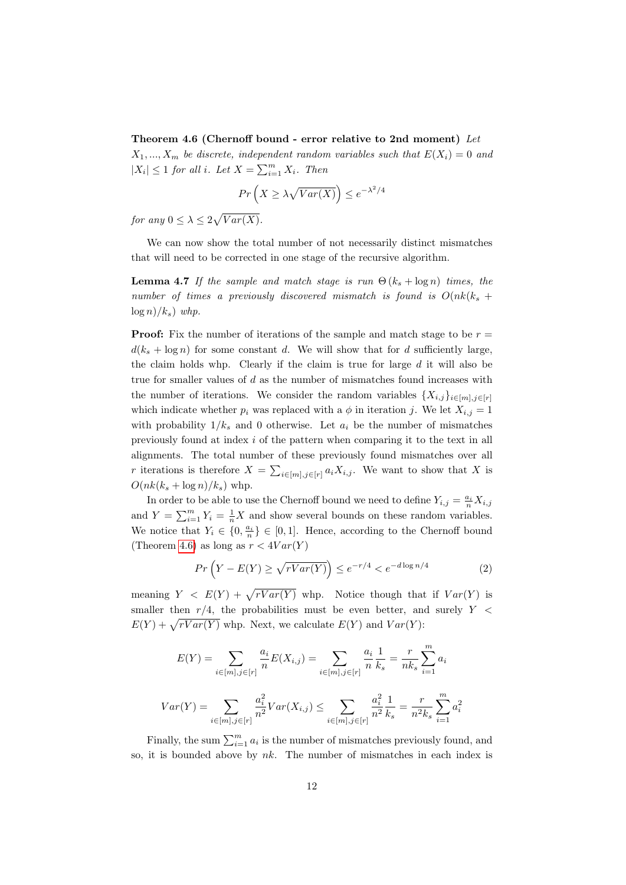**Theorem 4.6 (Chernoff bound - error relative to 2nd moment)** *Let $X_1, ..., X_m$ be discrete, independent random variables such that $E(X_i) = 0$ and $|X_i| \leq 1$ for all $i$. Let $X = \sum_{i=1}^{m} X_i$. Then*

$$Pr\left(X \geq \lambda\sqrt{Var(X)}\right) \leq e^{-\lambda^2/4}$$

*for any $0 \leq \lambda \leq 2\sqrt{Var(X)}$.*

We can now show the total number of not necessarily distinct mismatches that will need to be corrected in one stage of the recursive algorithm.

**Lemma 4.7** *If the sample and match stage is run $\Theta(k_s + \log n)$ times, the number of times a previously discovered mismatch is found is $O(nk(k_s + \log n)/k_s)$ whp.*

**Proof:** Fix the number of iterations of the sample and match stage to be $r = d(k_s + \log n)$ for some constant $d$. We will show that for $d$ sufficiently large, the claim holds whp. Clearly if the claim is true for large $d$ it will also be true for smaller values of $d$ as the number of mismatches found increases with the number of iterations. We consider the random variables $\{X_{i,j}\}_{i\in[m],j\in[r]}$ which indicate whether $p_i$ was replaced with a $\phi$ in iteration $j$. We let $X_{i,j} = 1$ with probability $1/k_s$ and 0 otherwise. Let $a_i$ be the number of mismatches previously found at index $i$ of the pattern when comparing it to the text in all alignments. The total number of these previously found mismatches over all $r$ iterations is therefore $X = \sum_{i\in[m],j\in[r]} a_i X_{i,j}$. We want to show that $X$ is $O(nk(k_s + \log n)/k_s)$ whp.

In order to be able to use the Chernoff bound we need to define $Y_{i,j} = \frac{a_i}{n} X_{i,j}$ and $Y = \sum_{i=1}^{m} Y_i = \frac{1}{n} X$ and show several bounds on these random variables. We notice that $Y_i \in \{0, \frac{a_i}{n}\} \in [0, 1]$. Hence, according to the Chernoff bound (Theorem 4.6) as long as $r < 4Var(Y)$

$$Pr\left(Y - E(Y) \geq \sqrt{rVar(Y)}\right) \leq e^{-r/4} < e^{-d\log n/4} \tag{2}$$

meaning $Y < E(Y) + \sqrt{rVar(Y)}$ whp. Notice though that if $Var(Y)$ is smaller then $r/4$, the probabilities must be even better, and surely $Y < E(Y) + \sqrt{rVar(Y)}$ whp. Next, we calculate $E(Y)$ and $Var(Y)$:

$$E(Y) = \sum_{i\in[m],j\in[r]} \frac{a_i}{n} E(X_{i,j}) = \sum_{i\in[m],j\in[r]} \frac{a_i}{n}\frac{1}{k_s} = \frac{r}{nk_s}\sum_{i=1}^{m} a_i$$

$$Var(Y) = \sum_{i\in[m],j\in[r]} \frac{a_i^2}{n^2} Var(X_{i,j}) \leq \sum_{i\in[m],j\in[r]} \frac{a_i^2}{n^2}\frac{1}{k_s} = \frac{r}{n^2 k_s}\sum_{i=1}^{m} a_i^2$$

Finally, the sum $\sum_{i=1}^{m} a_i$ is the number of mismatches previously found, and so, it is bounded above by $nk$. The number of mismatches in each index is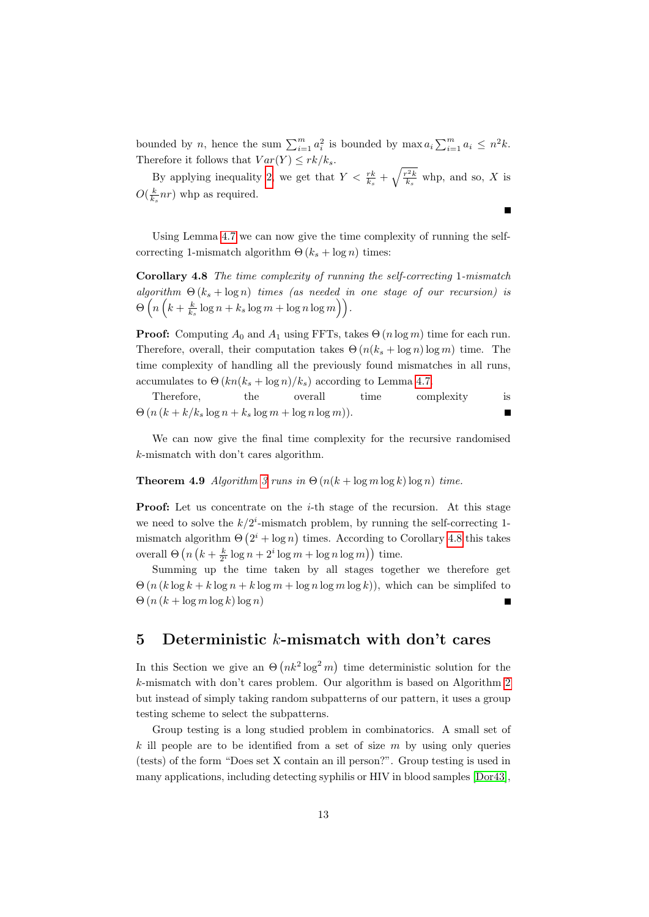bounded by $n$, hence the sum $\sum_{i=1}^{m} a_i^2$ is bounded by $\max a_i \sum_{i=1}^{m} a_i \leq n^2 k$. Therefore it follows that $Var(Y) \leq rk/k_s$.

By applying inequality 2 we get that $Y < \frac{rk}{k_s} + \sqrt{\frac{r^2 k}{k_s}}$ whp, and so, $X$ is $O(\frac{k}{k_s} nr)$ whp as required. ∎

Using Lemma 4.7 we can now give the time complexity of running the self-correcting 1-mismatch algorithm $\Theta(k_s + \log n)$ times:

**Corollary 4.8** *The time complexity of running the self-correcting 1-mismatch algorithm $\Theta(k_s + \log n)$ times (as needed in one stage of our recursion) is $\Theta\left(n\left(k + \frac{k}{k_s}\log n + k_s \log m + \log n \log m\right)\right)$.*

**Proof:** Computing $A_0$ and $A_1$ using FFTs, takes $\Theta(n \log m)$ time for each run. Therefore, overall, their computation takes $\Theta(n(k_s + \log n)\log m)$ time. The time complexity of handling all the previously found mismatches in all runs, accumulates to $\Theta(kn(k_s + \log n)/k_s)$ according to Lemma 4.7.

Therefore, the overall time complexity is $\Theta(n(k + k/k_s \log n + k_s \log m + \log n \log m))$. ∎

We can now give the final time complexity for the recursive randomised $k$-mismatch with don't cares algorithm.

**Theorem 4.9** *Algorithm 3 runs in $\Theta(n(k + \log m \log k)\log n)$ time.*

**Proof:** Let us concentrate on the $i$-th stage of the recursion. At this stage we need to solve the $k/2^i$-mismatch problem, by running the self-correcting 1-mismatch algorithm $\Theta(2^i + \log n)$ times. According to Corollary 4.8 this takes overall $\Theta\left(n\left(k + \frac{k}{2^i}\log n + 2^i \log m + \log n \log m\right)\right)$ time.

Summing up the time taken by all stages together we therefore get $\Theta(n(k \log k + k \log n + k \log m + \log n \log m \log k))$, which can be simplifed to $\Theta(n(k + \log m \log k)\log n)$ ∎

## 5 Deterministic $k$-mismatch with don't cares

In this Section we give an $\Theta(nk^2 \log^2 m)$ time deterministic solution for the $k$-mismatch with don't cares problem. Our algorithm is based on Algorithm 2 but instead of simply taking random subpatterns of our pattern, it uses a group testing scheme to select the subpatterns.

Group testing is a long studied problem in combinatorics. A small set of $k$ ill people are to be identified from a set of size $m$ by using only queries (tests) of the form "Does set X contain an ill person?". Group testing is used in many applications, including detecting syphilis or HIV in blood samples [Dor43],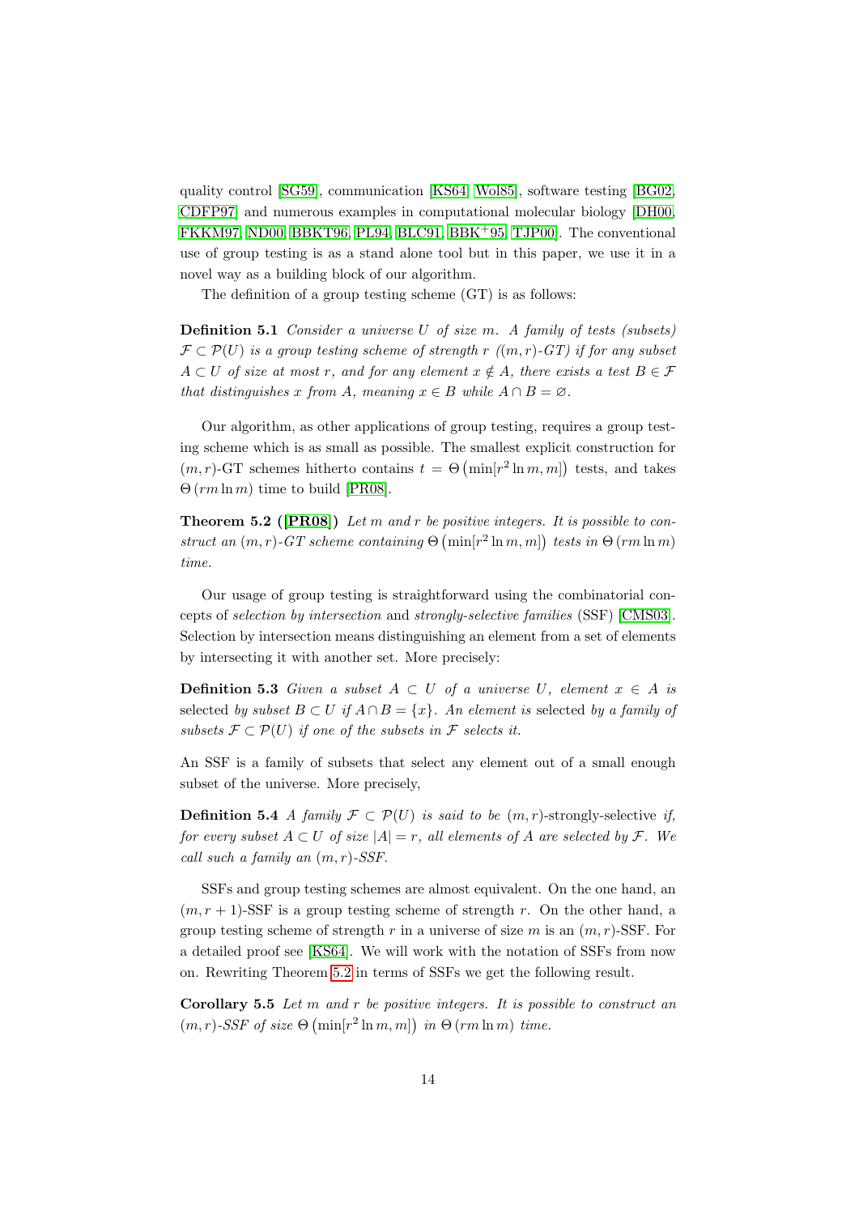quality control [SG59], communication [KS64, Wol85], software testing [BG02, CDFP97] and numerous examples in computational molecular biology [DH00, FKKM97, ND00, BBKT96, PL94, BLC91, BBK+95, TJP00]. The conventional use of group testing is as a stand alone tool but in this paper, we use it in a novel way as a building block of our algorithm.

The definition of a group testing scheme (GT) is as follows:

**Definition 5.1** *Consider a universe $U$ of size $m$. A family of tests (subsets) $\mathcal{F} \subset \mathcal{P}(U)$ is a group testing scheme of strength $r$ ($(m,r)$-GT) if for any subset $A \subset U$ of size at most $r$, and for any element $x \notin A$, there exists a test $B \in \mathcal{F}$ that distinguishes $x$ from $A$, meaning $x \in B$ while $A \cap B = \varnothing$.*

Our algorithm, as other applications of group testing, requires a group testing scheme which is as small as possible. The smallest explicit construction for $(m,r)$-GT schemes hitherto contains $t = \Theta\left(\min[r^2 \ln m, m]\right)$ tests, and takes $\Theta\left(rm \ln m\right)$ time to build [PR08].

**Theorem 5.2 ([PR08])** *Let $m$ and $r$ be positive integers. It is possible to construct an $(m,r)$-GT scheme containing $\Theta\left(\min[r^2 \ln m, m]\right)$ tests in $\Theta\left(rm \ln m\right)$ time.*

Our usage of group testing is straightforward using the combinatorial concepts of *selection by intersection* and *strongly-selective families* (SSF) [CMS03]. Selection by intersection means distinguishing an element from a set of elements by intersecting it with another set. More precisely:

**Definition 5.3** *Given a subset $A \subset U$ of a universe $U$, element $x \in A$ is* selected *by subset $B \subset U$ if $A \cap B = \{x\}$. An element is* selected *by a family of subsets $\mathcal{F} \subset \mathcal{P}(U)$ if one of the subsets in $\mathcal{F}$ selects it.*

An SSF is a family of subsets that select any element out of a small enough subset of the universe. More precisely,

**Definition 5.4** *A family $\mathcal{F} \subset \mathcal{P}(U)$ is said to be $(m,r)$-*strongly-selective *if, for every subset $A \subset U$ of size $|A| = r$, all elements of $A$ are selected by $\mathcal{F}$. We call such a family an $(m,r)$-SSF.*

SSFs and group testing schemes are almost equivalent. On the one hand, an $(m,r+1)$-SSF is a group testing scheme of strength $r$. On the other hand, a group testing scheme of strength $r$ in a universe of size $m$ is an $(m,r)$-SSF. For a detailed proof see [KS64]. We will work with the notation of SSFs from now on. Rewriting Theorem 5.2 in terms of SSFs we get the following result.

**Corollary 5.5** *Let $m$ and $r$ be positive integers. It is possible to construct an $(m,r)$-SSF of size $\Theta\left(\min[r^2 \ln m, m]\right)$ in $\Theta\left(rm \ln m\right)$ time.*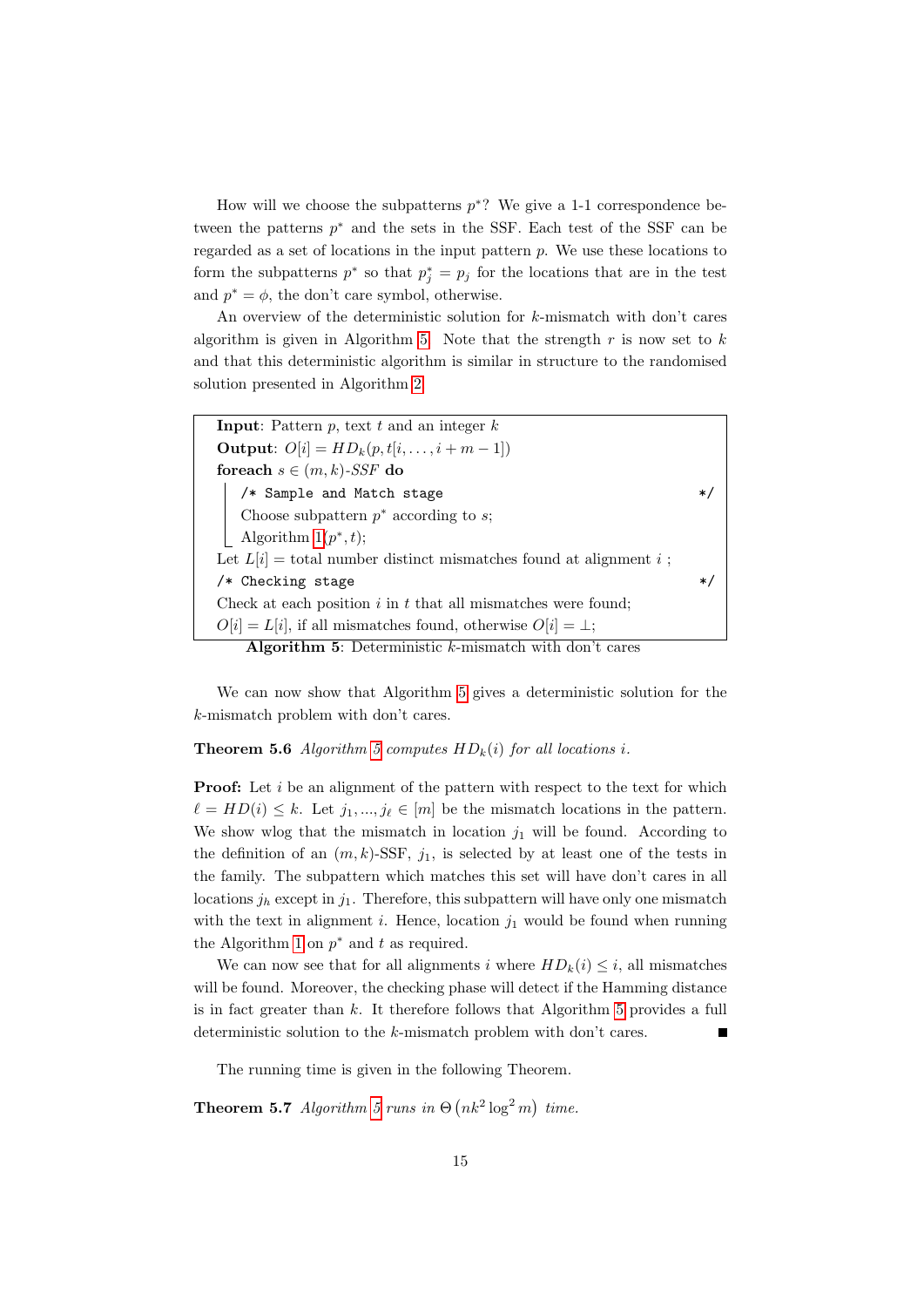How will we choose the subpatterns $p^*$? We give a 1-1 correspondence between the patterns $p^*$ and the sets in the SSF. Each test of the SSF can be regarded as a set of locations in the input pattern $p$. We use these locations to form the subpatterns $p^*$ so that $p^*_j = p_j$ for the locations that are in the test and $p^* = \phi$, the don't care symbol, otherwise.

An overview of the deterministic solution for $k$-mismatch with don't cares algorithm is given in Algorithm 5. Note that the strength $r$ is now set to $k$ and that this deterministic algorithm is similar in structure to the randomised solution presented in Algorithm 2.

```
Input: Pattern p, text t and an integer k
Output: O[i] = HD_k(p, t[i, ..., i+m-1])
foreach s ∈ (m,k)-SSF do
    /* Sample and Match stage                                   */
    Choose subpattern p* according to s;
    Algorithm 1(p*, t);
Let L[i] = total number distinct mismatches found at alignment i ;
/* Checking stage                                               */
Check at each position i in t that all mismatches were found;
O[i] = L[i], if all mismatches found, otherwise O[i] = ⊥;
```

**Algorithm 5**: Deterministic $k$-mismatch with don't cares

We can now show that Algorithm 5 gives a deterministic solution for the $k$-mismatch problem with don't cares.

**Theorem 5.6** *Algorithm 5 computes $HD_k(i)$ for all locations $i$.*

**Proof:** Let $i$ be an alignment of the pattern with respect to the text for which $\ell = HD(i) \leq k$. Let $j_1, ..., j_\ell \in [m]$ be the mismatch locations in the pattern. We show wlog that the mismatch in location $j_1$ will be found. According to the definition of an $(m,k)$-SSF, $j_1$, is selected by at least one of the tests in the family. The subpattern which matches this set will have don't cares in all locations $j_h$ except in $j_1$. Therefore, this subpattern will have only one mismatch with the text in alignment $i$. Hence, location $j_1$ would be found when running the Algorithm 1 on $p^*$ and $t$ as required.

We can now see that for all alignments $i$ where $HD_k(i) \leq i$, all mismatches will be found. Moreover, the checking phase will detect if the Hamming distance is in fact greater than $k$. It therefore follows that Algorithm 5 provides a full deterministic solution to the $k$-mismatch problem with don't cares. ∎

The running time is given in the following Theorem.

**Theorem 5.7** *Algorithm 5 runs in $\Theta\left(nk^2 \log^2 m\right)$ time.*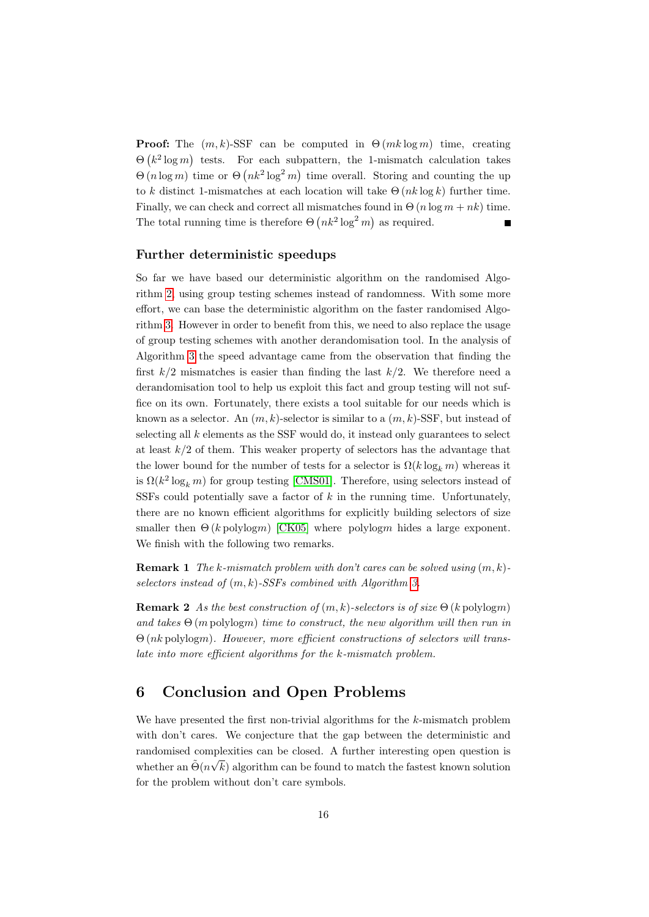**Proof:** The $(m, k)$-SSF can be computed in $\Theta(mk \log m)$ time, creating $\Theta(k^2 \log m)$ tests. For each subpattern, the 1-mismatch calculation takes $\Theta(n \log m)$ time or $\Theta(nk^2 \log^2 m)$ time overall. Storing and counting the up to $k$ distinct 1-mismatches at each location will take $\Theta(nk \log k)$ further time. Finally, we can check and correct all mismatches found in $\Theta(n \log m + nk)$ time. The total running time is therefore $\Theta(nk^2 \log^2 m)$ as required. ■

### Further deterministic speedups

So far we have based our deterministic algorithm on the randomised Algorithm 2, using group testing schemes instead of randomness. With some more effort, we can base the deterministic algorithm on the faster randomised Algorithm 3. However in order to benefit from this, we need to also replace the usage of group testing schemes with another derandomisation tool. In the analysis of Algorithm 3 the speed advantage came from the observation that finding the first $k/2$ mismatches is easier than finding the last $k/2$. We therefore need a derandomisation tool to help us exploit this fact and group testing will not suffice on its own. Fortunately, there exists a tool suitable for our needs which is known as a selector. An $(m, k)$-selector is similar to a $(m, k)$-SSF, but instead of selecting all $k$ elements as the SSF would do, it instead only guarantees to select at least $k/2$ of them. This weaker property of selectors has the advantage that the lower bound for the number of tests for a selector is $\Omega(k \log_k m)$ whereas it is $\Omega(k^2 \log_k m)$ for group testing [CMS01]. Therefore, using selectors instead of SSFs could potentially save a factor of $k$ in the running time. Unfortunately, there are no known efficient algorithms for explicitly building selectors of size smaller then $\Theta(k \,\text{polylog} m)$ [CK05] where $\text{polylog} m$ hides a large exponent. We finish with the following two remarks.

**Remark 1** *The $k$-mismatch problem with don't cares can be solved using $(m, k)$-selectors instead of $(m, k)$-SSFs combined with Algorithm 3.*

**Remark 2** *As the best construction of $(m, k)$-selectors is of size $\Theta(k \,\text{polylog} m)$ and takes $\Theta(m \,\text{polylog} m)$ time to construct, the new algorithm will then run in $\Theta(nk \,\text{polylog} m)$. However, more efficient constructions of selectors will translate into more efficient algorithms for the $k$-mismatch problem.*

## 6 Conclusion and Open Problems

We have presented the first non-trivial algorithms for the $k$-mismatch problem with don't cares. We conjecture that the gap between the deterministic and randomised complexities can be closed. A further interesting open question is whether an $\tilde{\Theta}(n\sqrt{k})$ algorithm can be found to match the fastest known solution for the problem without don't care symbols.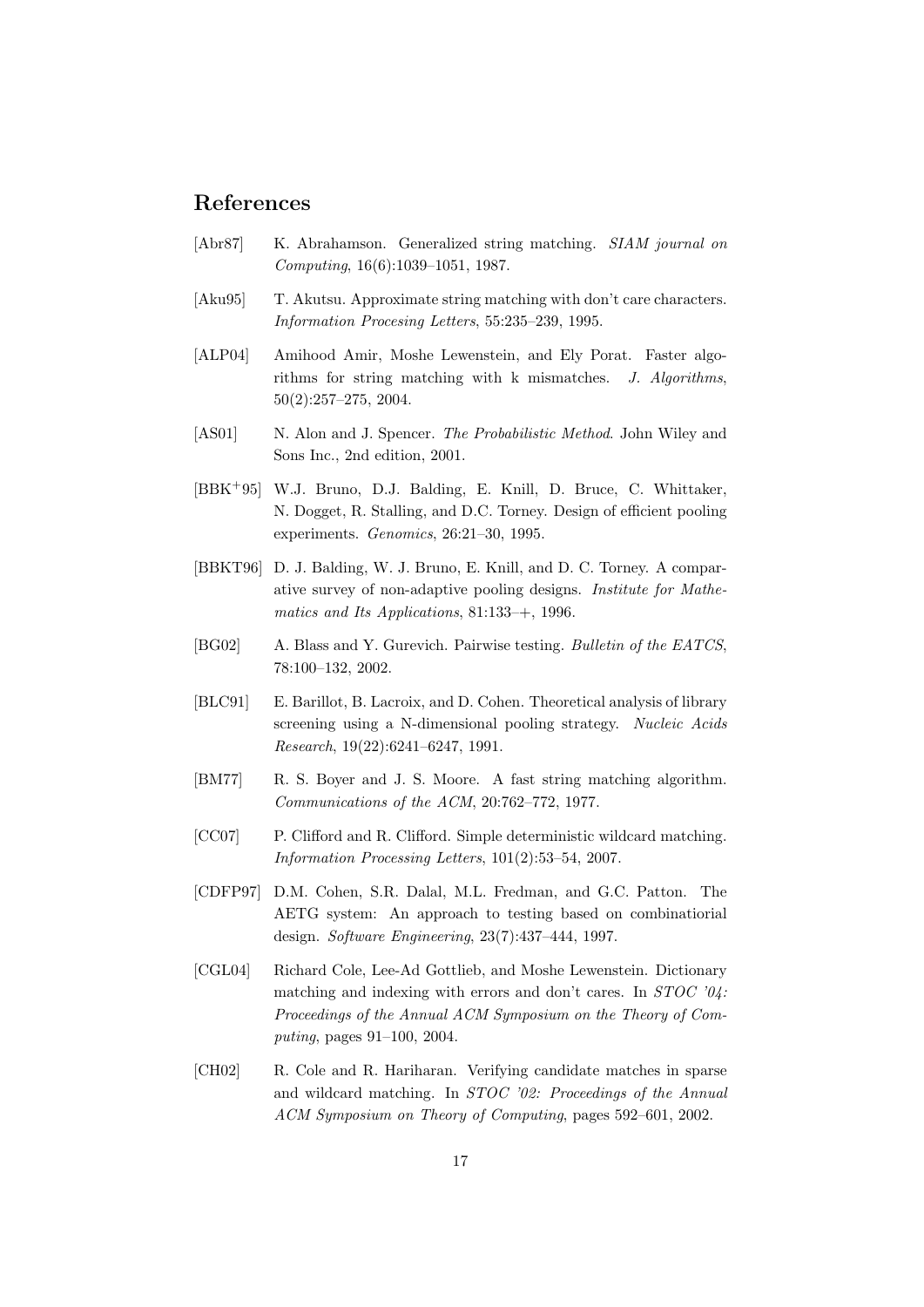## References

[Abr87] K. Abrahamson. Generalized string matching. *SIAM journal on Computing*, 16(6):1039–1051, 1987.

[Aku95] T. Akutsu. Approximate string matching with don't care characters. *Information Procesing Letters*, 55:235–239, 1995.

[ALP04] Amihood Amir, Moshe Lewenstein, and Ely Porat. Faster algorithms for string matching with k mismatches. *J. Algorithms*, 50(2):257–275, 2004.

[AS01] N. Alon and J. Spencer. *The Probabilistic Method*. John Wiley and Sons Inc., 2nd edition, 2001.

[BBK$^+$95] W.J. Bruno, D.J. Balding, E. Knill, D. Bruce, C. Whittaker, N. Dogget, R. Stalling, and D.C. Torney. Design of efficient pooling experiments. *Genomics*, 26:21–30, 1995.

[BBKT96] D. J. Balding, W. J. Bruno, E. Knill, and D. C. Torney. A comparative survey of non-adaptive pooling designs. *Institute for Mathematics and Its Applications*, 81:133–+, 1996.

[BG02] A. Blass and Y. Gurevich. Pairwise testing. *Bulletin of the EATCS*, 78:100–132, 2002.

[BLC91] E. Barillot, B. Lacroix, and D. Cohen. Theoretical analysis of library screening using a N-dimensional pooling strategy. *Nucleic Acids Research*, 19(22):6241–6247, 1991.

[BM77] R. S. Boyer and J. S. Moore. A fast string matching algorithm. *Communications of the ACM*, 20:762–772, 1977.

[CC07] P. Clifford and R. Clifford. Simple deterministic wildcard matching. *Information Processing Letters*, 101(2):53–54, 2007.

[CDFP97] D.M. Cohen, S.R. Dalal, M.L. Fredman, and G.C. Patton. The AETG system: An approach to testing based on combinatiorial design. *Software Engineering*, 23(7):437–444, 1997.

[CGL04] Richard Cole, Lee-Ad Gottlieb, and Moshe Lewenstein. Dictionary matching and indexing with errors and don't cares. In *STOC '04: Proceedings of the Annual ACM Symposium on the Theory of Computing*, pages 91–100, 2004.

[CH02] R. Cole and R. Hariharan. Verifying candidate matches in sparse and wildcard matching. In *STOC '02: Proceedings of the Annual ACM Symposium on Theory of Computing*, pages 592–601, 2002.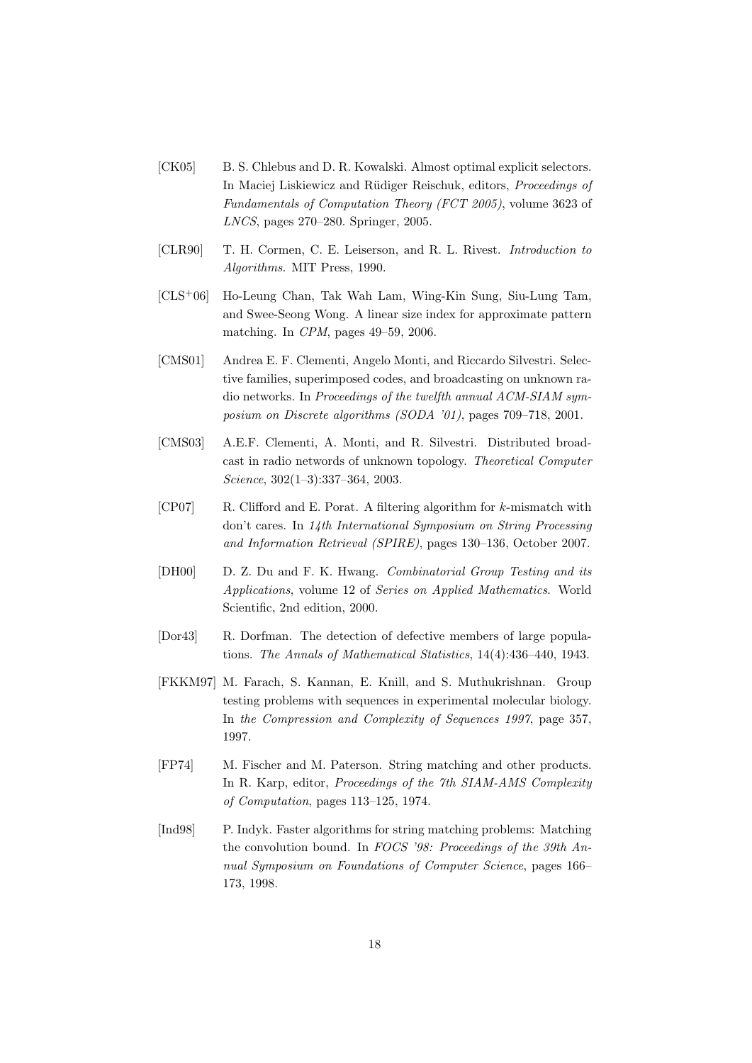[CK05] B. S. Chlebus and D. R. Kowalski. Almost optimal explicit selectors. In Maciej Liskiewicz and Rüdiger Reischuk, editors, *Proceedings of Fundamentals of Computation Theory (FCT 2005)*, volume 3623 of *LNCS*, pages 270–280. Springer, 2005.

[CLR90] T. H. Cormen, C. E. Leiserson, and R. L. Rivest. *Introduction to Algorithms*. MIT Press, 1990.

[CLS+06] Ho-Leung Chan, Tak Wah Lam, Wing-Kin Sung, Siu-Lung Tam, and Swee-Seong Wong. A linear size index for approximate pattern matching. In *CPM*, pages 49–59, 2006.

[CMS01] Andrea E. F. Clementi, Angelo Monti, and Riccardo Silvestri. Selective families, superimposed codes, and broadcasting on unknown radio networks. In *Proceedings of the twelfth annual ACM-SIAM symposium on Discrete algorithms (SODA '01)*, pages 709–718, 2001.

[CMS03] A.E.F. Clementi, A. Monti, and R. Silvestri. Distributed broadcast in radio networds of unknown topology. *Theoretical Computer Science*, 302(1–3):337–364, 2003.

[CP07] R. Clifford and E. Porat. A filtering algorithm for $k$-mismatch with don't cares. In *14th International Symposium on String Processing and Information Retrieval (SPIRE)*, pages 130–136, October 2007.

[DH00] D. Z. Du and F. K. Hwang. *Combinatorial Group Testing and its Applications*, volume 12 of *Series on Applied Mathematics*. World Scientific, 2nd edition, 2000.

[Dor43] R. Dorfman. The detection of defective members of large populations. *The Annals of Mathematical Statistics*, 14(4):436–440, 1943.

[FKKM97] M. Farach, S. Kannan, E. Knill, and S. Muthukrishnan. Group testing problems with sequences in experimental molecular biology. In *the Compression and Complexity of Sequences 1997*, page 357, 1997.

[FP74] M. Fischer and M. Paterson. String matching and other products. In R. Karp, editor, *Proceedings of the 7th SIAM-AMS Complexity of Computation*, pages 113–125, 1974.

[Ind98] P. Indyk. Faster algorithms for string matching problems: Matching the convolution bound. In *FOCS '98: Proceedings of the 39th Annual Symposium on Foundations of Computer Science*, pages 166–173, 1998.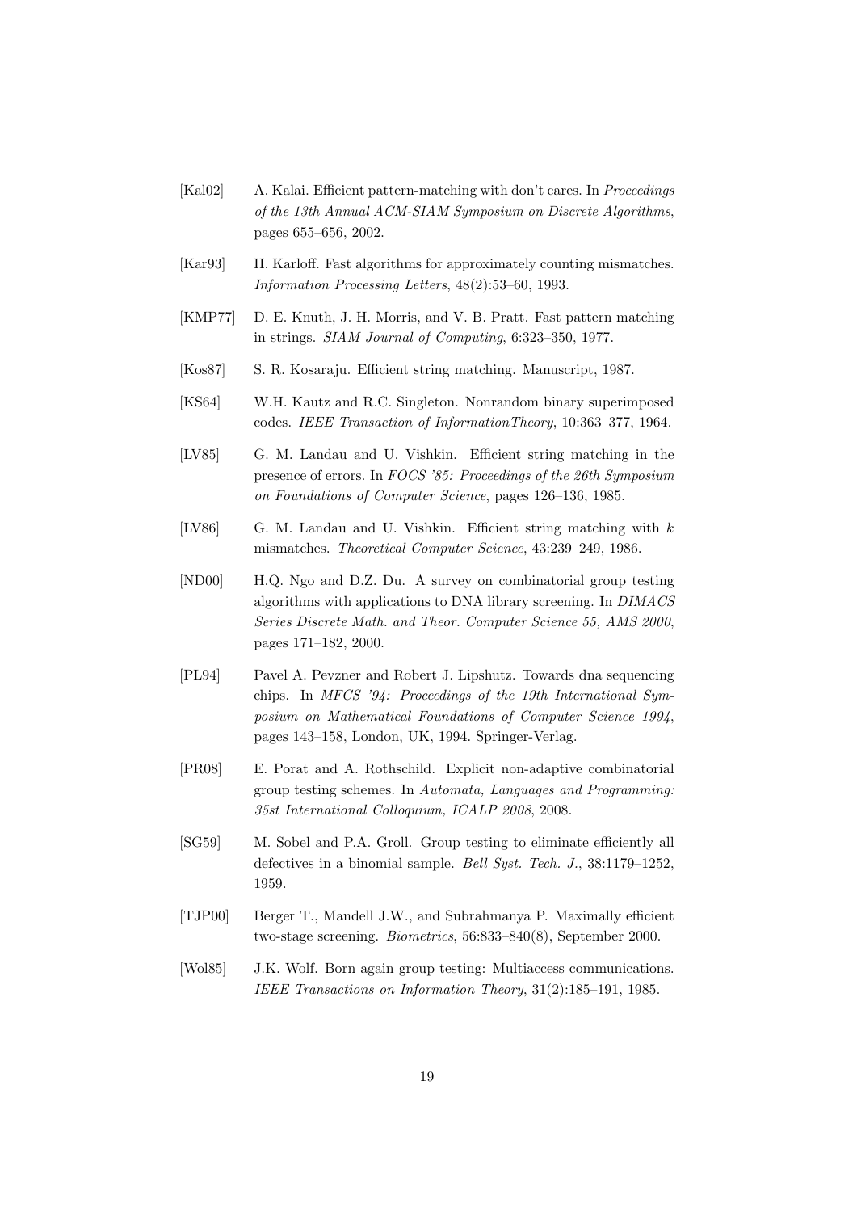[Kal02] A. Kalai. Efficient pattern-matching with don't cares. In *Proceedings of the 13th Annual ACM-SIAM Symposium on Discrete Algorithms*, pages 655–656, 2002.

[Kar93] H. Karloff. Fast algorithms for approximately counting mismatches. *Information Processing Letters*, 48(2):53–60, 1993.

[KMP77] D. E. Knuth, J. H. Morris, and V. B. Pratt. Fast pattern matching in strings. *SIAM Journal of Computing*, 6:323–350, 1977.

[Kos87] S. R. Kosaraju. Efficient string matching. Manuscript, 1987.

[KS64] W.H. Kautz and R.C. Singleton. Nonrandom binary superimposed codes. *IEEE Transaction of InformationTheory*, 10:363–377, 1964.

[LV85] G. M. Landau and U. Vishkin. Efficient string matching in the presence of errors. In *FOCS '85: Proceedings of the 26th Symposium on Foundations of Computer Science*, pages 126–136, 1985.

[LV86] G. M. Landau and U. Vishkin. Efficient string matching with $k$ mismatches. *Theoretical Computer Science*, 43:239–249, 1986.

[ND00] H.Q. Ngo and D.Z. Du. A survey on combinatorial group testing algorithms with applications to DNA library screening. In *DIMACS Series Discrete Math. and Theor. Computer Science 55, AMS 2000*, pages 171–182, 2000.

[PL94] Pavel A. Pevzner and Robert J. Lipshutz. Towards dna sequencing chips. In *MFCS '94: Proceedings of the 19th International Symposium on Mathematical Foundations of Computer Science 1994*, pages 143–158, London, UK, 1994. Springer-Verlag.

[PR08] E. Porat and A. Rothschild. Explicit non-adaptive combinatorial group testing schemes. In *Automata, Languages and Programming: 35st International Colloquium, ICALP 2008*, 2008.

[SG59] M. Sobel and P.A. Groll. Group testing to eliminate efficiently all defectives in a binomial sample. *Bell Syst. Tech. J.*, 38:1179–1252, 1959.

[TJP00] Berger T., Mandell J.W., and Subrahmanya P. Maximally efficient two-stage screening. *Biometrics*, 56:833–840(8), September 2000.

[Wol85] J.K. Wolf. Born again group testing: Multiaccess communications. *IEEE Transactions on Information Theory*, 31(2):185–191, 1985.